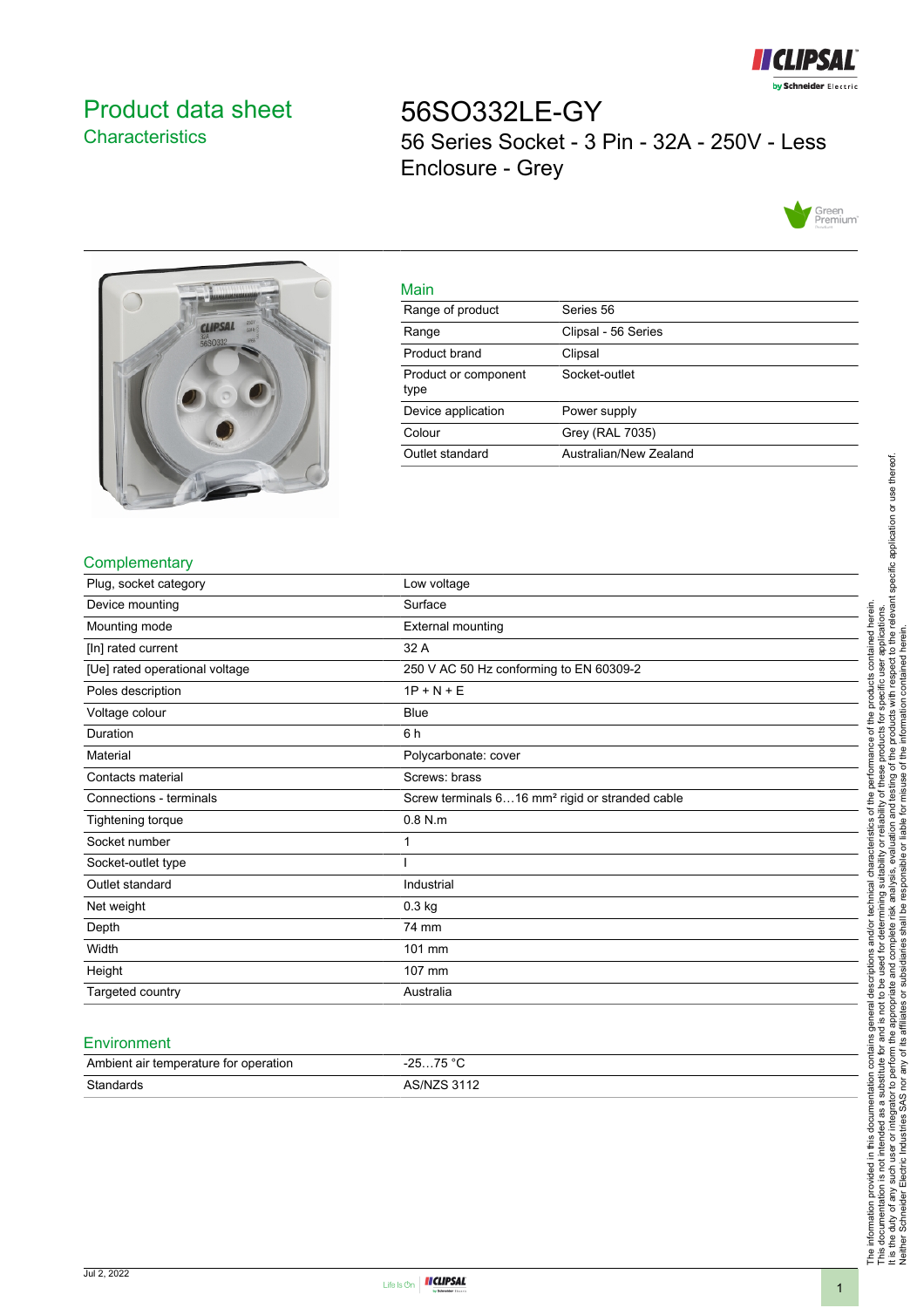# Product data sheet

## Characteristics

# 56SO332LE-GY

56 Series Socket - 3 Pin - 32A - 250V - Less Enclosure - Grey

### Main

| | |
|---|---|
| Range of product | Series 56 |
| Range | Clipsal - 56 Series |
| Product brand | Clipsal |
| Product or component type | Socket-outlet |
| Device application | Power supply |
| Colour | Grey (RAL 7035) |
| Outlet standard | Australian/New Zealand |

### Complementary

| | |
|---|---|
| Plug, socket category | Low voltage |
| Device mounting | Surface |
| Mounting mode | External mounting |
| [In] rated current | 32 A |
| [Ue] rated operational voltage | 250 V AC 50 Hz conforming to EN 60309-2 |
| Poles description | 1P + N + E |
| Voltage colour | Blue |
| Duration | 6 h |
| Material | Polycarbonate: cover |
| Contacts material | Screws: brass |
| Connections - terminals | Screw terminals 6…16 mm² rigid or stranded cable |
| Tightening torque | 0.8 N.m |
| Socket number | 1 |
| Socket-outlet type | I |
| Outlet standard | Industrial |
| Net weight | 0.3 kg |
| Depth | 74 mm |
| Width | 101 mm |
| Height | 107 mm |
| Targeted country | Australia |

### Environment

| | |
|---|---|
| Ambient air temperature for operation | -25…75 °C |
| Standards | AS/NZS 3112 |

The information provided in this documentation contains general descriptions and/or technical characteristics of the performance of the products contained herein.
This documentation is not intended as a substitute for and is not to be used for determining suitability or reliability of these products for specific user applications.
It is the duty of any such user or integrator to perform the appropriate and complete risk analysis, evaluation and testing of the products with respect to the relevant specific application or use thereof.
Neither Schneider Electric Industries SAS nor any of its affiliates or subsidiaries shall be responsible or liable for misuse of the information contained herein.

Jul 2, 2022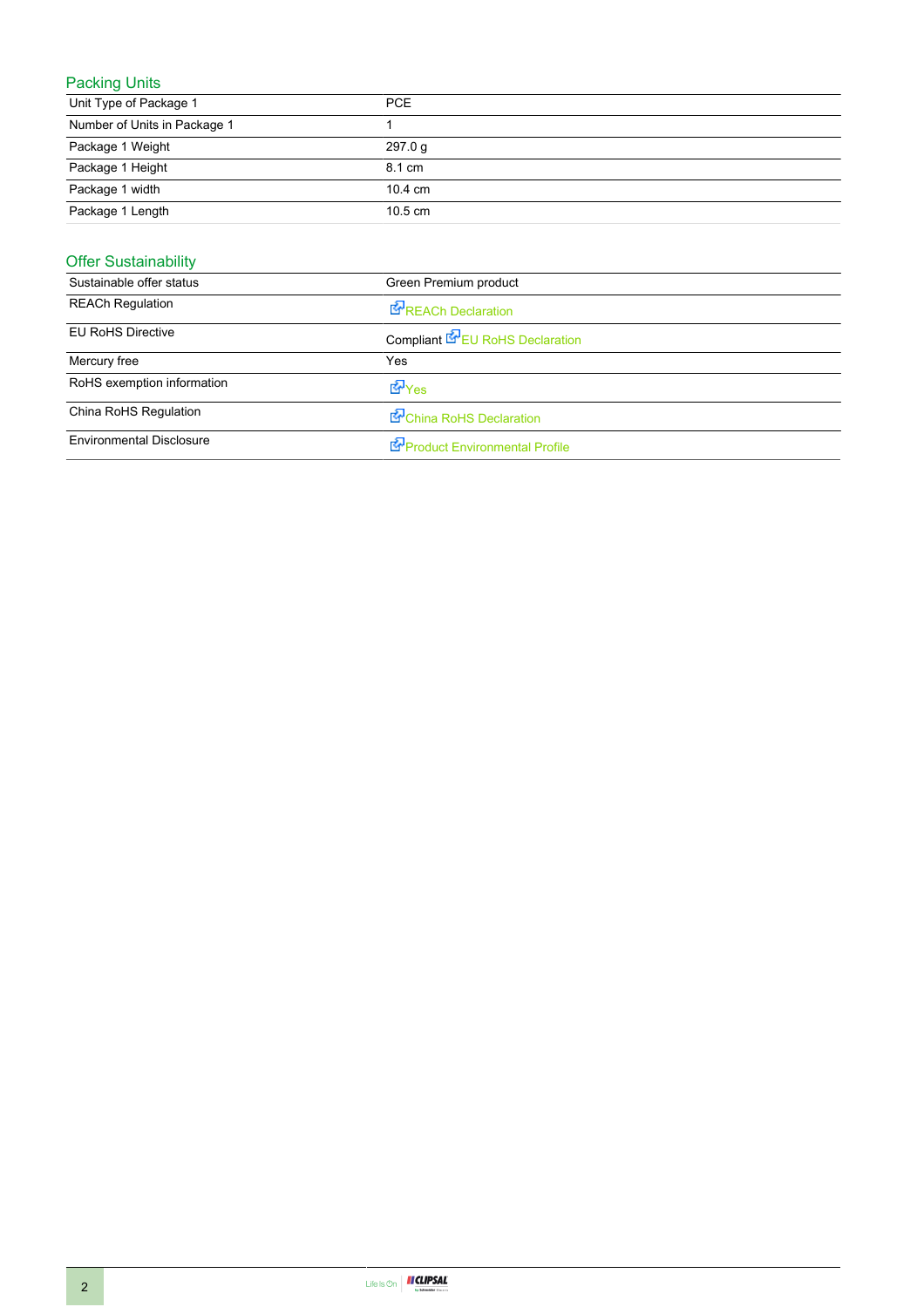## Packing Units

| | |
|---|---|
| Unit Type of Package 1 | PCE |
| Number of Units in Package 1 | 1 |
| Package 1 Weight | 297.0 g |
| Package 1 Height | 8.1 cm |
| Package 1 width | 10.4 cm |
| Package 1 Length | 10.5 cm |

## Offer Sustainability

| | |
|---|---|
| Sustainable offer status | Green Premium product |
| REACh Regulation | REACh Declaration |
| EU RoHS Directive | Compliant EU RoHS Declaration |
| Mercury free | Yes |
| RoHS exemption information | Yes |
| China RoHS Regulation | China RoHS Declaration |
| Environmental Disclosure | Product Environmental Profile |